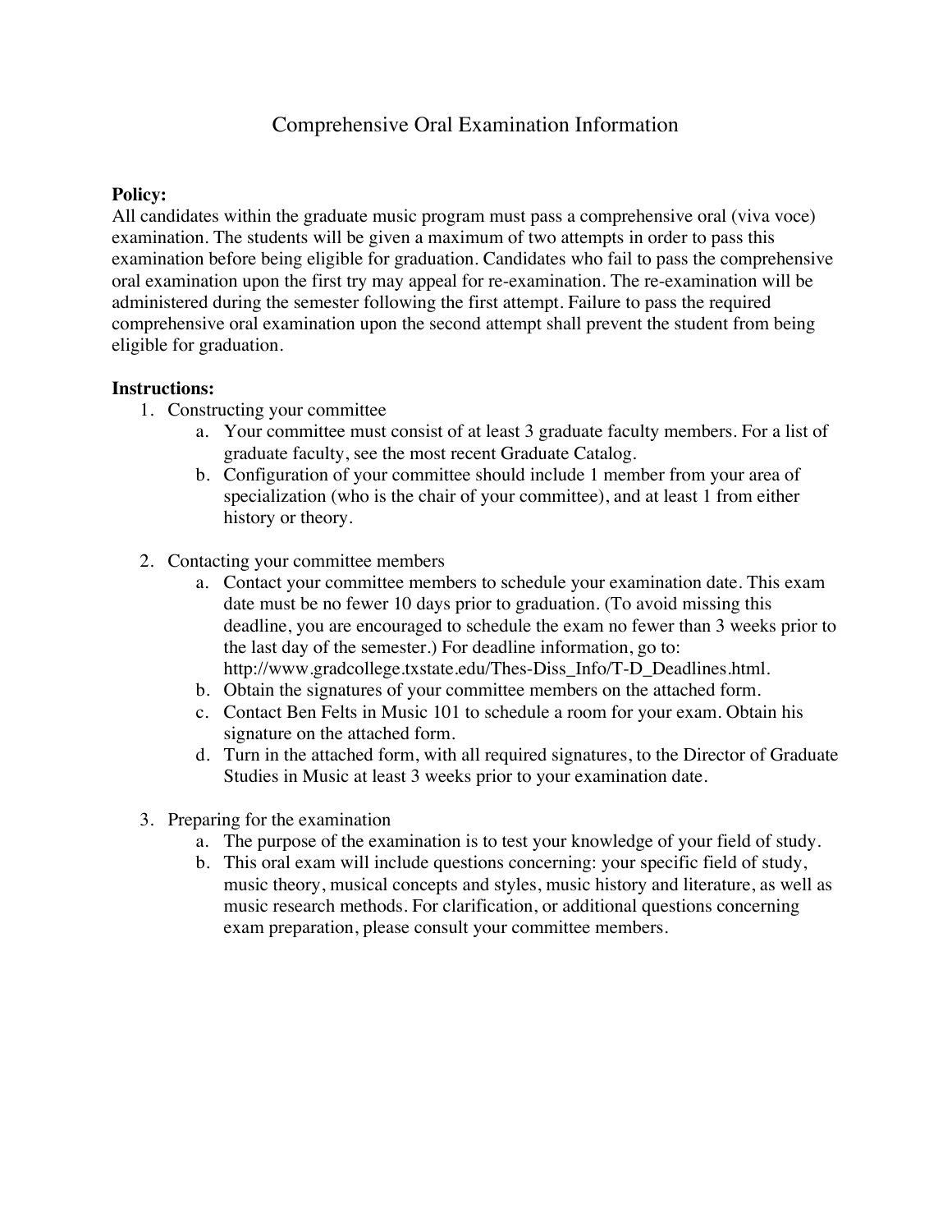# Comprehensive Oral Examination Information

**Policy:**

All candidates within the graduate music program must pass a comprehensive oral (viva voce) examination. The students will be given a maximum of two attempts in order to pass this examination before being eligible for graduation. Candidates who fail to pass the comprehensive oral examination upon the first try may appeal for re-examination. The re-examination will be administered during the semester following the first attempt. Failure to pass the required comprehensive oral examination upon the second attempt shall prevent the student from being eligible for graduation.

**Instructions:**

1. Constructing your committee
   a. Your committee must consist of at least 3 graduate faculty members. For a list of graduate faculty, see the most recent Graduate Catalog.
   b. Configuration of your committee should include 1 member from your area of specialization (who is the chair of your committee), and at least 1 from either history or theory.

2. Contacting your committee members
   a. Contact your committee members to schedule your examination date. This exam date must be no fewer 10 days prior to graduation. (To avoid missing this deadline, you are encouraged to schedule the exam no fewer than 3 weeks prior to the last day of the semester.) For deadline information, go to: http://www.gradcollege.txstate.edu/Thes-Diss_Info/T-D_Deadlines.html.
   b. Obtain the signatures of your committee members on the attached form.
   c. Contact Ben Felts in Music 101 to schedule a room for your exam. Obtain his signature on the attached form.
   d. Turn in the attached form, with all required signatures, to the Director of Graduate Studies in Music at least 3 weeks prior to your examination date.

3. Preparing for the examination
   a. The purpose of the examination is to test your knowledge of your field of study.
   b. This oral exam will include questions concerning: your specific field of study, music theory, musical concepts and styles, music history and literature, as well as music research methods. For clarification, or additional questions concerning exam preparation, please consult your committee members.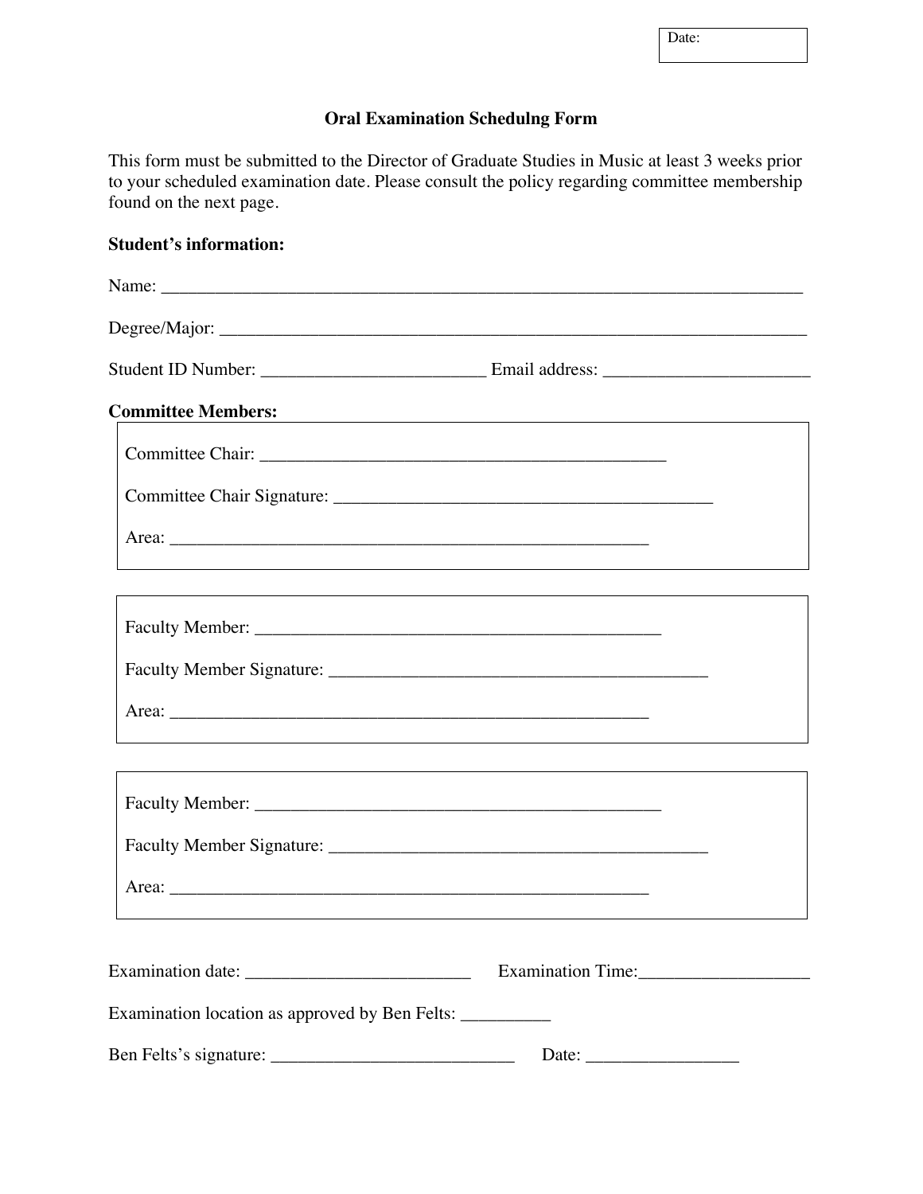Date:

## Oral Examination Schedulng Form

This form must be submitted to the Director of Graduate Studies in Music at least 3 weeks prior to your scheduled examination date. Please consult the policy regarding committee membership found on the next page.

**Student's information:**

Name: ___________________________________________________________________________

Degree/Major: ____________________________________________________________________

Student ID Number: _________________________ Email address: _______________________

**Committee Members:**

Committee Chair: _______________________________________________

Committee Chair Signature: __________________________________________

Area: _______________________________________________________

Faculty Member: _______________________________________________

Faculty Member Signature: __________________________________________

Area: _______________________________________________________

Faculty Member: _______________________________________________

Faculty Member Signature: __________________________________________

Area: _______________________________________________________

Examination date: _________________________ Examination Time:___________________

Examination location as approved by Ben Felts: __________

Ben Felts's signature: ___________________________ Date: _________________